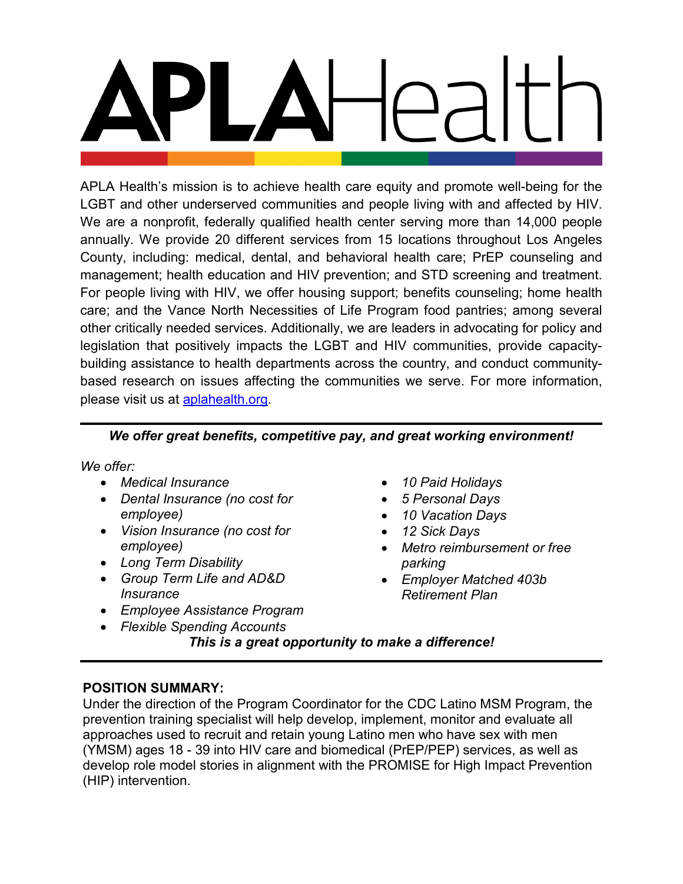# APLA Health

APLA Health's mission is to achieve health care equity and promote well-being for the LGBT and other underserved communities and people living with and affected by HIV. We are a nonprofit, federally qualified health center serving more than 14,000 people annually. We provide 20 different services from 15 locations throughout Los Angeles County, including: medical, dental, and behavioral health care; PrEP counseling and management; health education and HIV prevention; and STD screening and treatment. For people living with HIV, we offer housing support; benefits counseling; home health care; and the Vance North Necessities of Life Program food pantries; among several other critically needed services. Additionally, we are leaders in advocating for policy and legislation that positively impacts the LGBT and HIV communities, provide capacity-building assistance to health departments across the country, and conduct community-based research on issues affecting the communities we serve. For more information, please visit us at [aplahealth.org](http://aplahealth.org).

---

***We offer great benefits, competitive pay, and great working environment!***

*We offer:*

- *Medical Insurance*
- *Dental Insurance (no cost for employee)*
- *Vision Insurance (no cost for employee)*
- *Long Term Disability*
- *Group Term Life and AD&D Insurance*
- *Employee Assistance Program*
- *Flexible Spending Accounts*
- *10 Paid Holidays*
- *5 Personal Days*
- *10 Vacation Days*
- *12 Sick Days*
- *Metro reimbursement or free parking*
- *Employer Matched 403b Retirement Plan*

***This is a great opportunity to make a difference!***

---

**POSITION SUMMARY:**

Under the direction of the Program Coordinator for the CDC Latino MSM Program, the prevention training specialist will help develop, implement, monitor and evaluate all approaches used to recruit and retain young Latino men who have sex with men (YMSM) ages 18 - 39 into HIV care and biomedical (PrEP/PEP) services, as well as develop role model stories in alignment with the PROMISE for High Impact Prevention (HIP) intervention.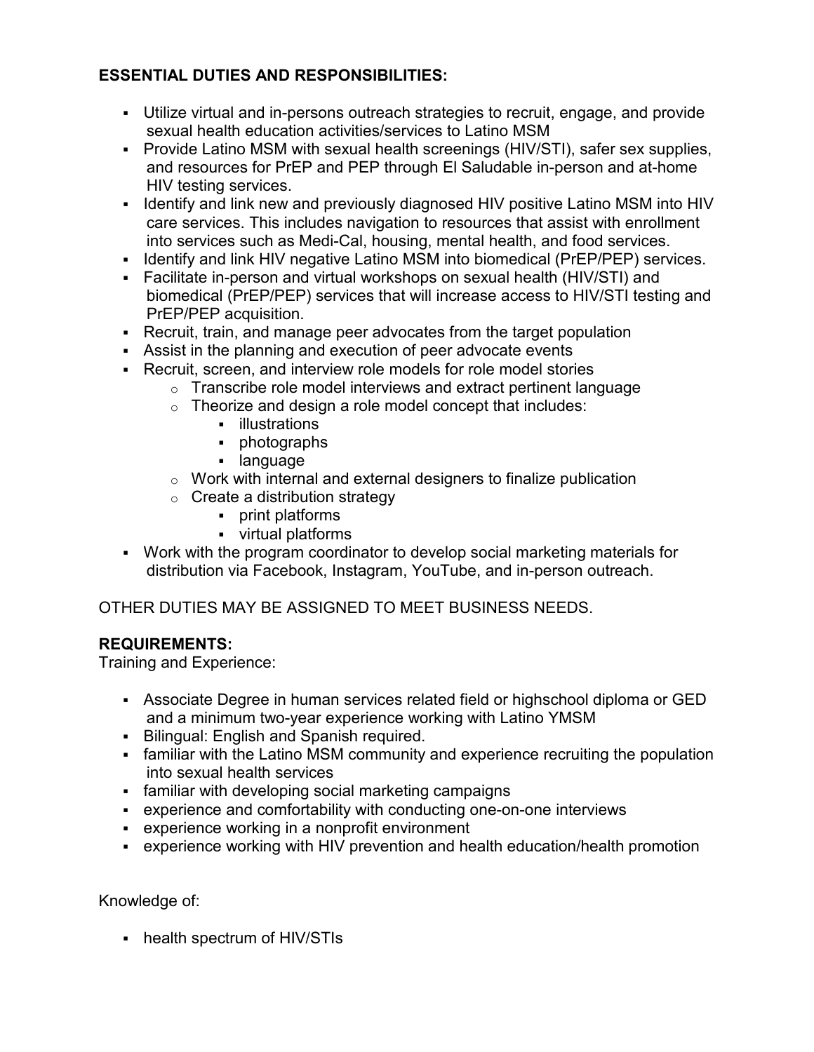**ESSENTIAL DUTIES AND RESPONSIBILITIES:**

- Utilize virtual and in-persons outreach strategies to recruit, engage, and provide sexual health education activities/services to Latino MSM
- Provide Latino MSM with sexual health screenings (HIV/STI), safer sex supplies, and resources for PrEP and PEP through El Saludable in-person and at-home HIV testing services.
- Identify and link new and previously diagnosed HIV positive Latino MSM into HIV care services. This includes navigation to resources that assist with enrollment into services such as Medi-Cal, housing, mental health, and food services.
- Identify and link HIV negative Latino MSM into biomedical (PrEP/PEP) services.
- Facilitate in-person and virtual workshops on sexual health (HIV/STI) and biomedical (PrEP/PEP) services that will increase access to HIV/STI testing and PrEP/PEP acquisition.
- Recruit, train, and manage peer advocates from the target population
- Assist in the planning and execution of peer advocate events
- Recruit, screen, and interview role models for role model stories
  - Transcribe role model interviews and extract pertinent language
  - Theorize and design a role model concept that includes:
    - illustrations
    - photographs
    - language
  - Work with internal and external designers to finalize publication
  - Create a distribution strategy
    - print platforms
    - virtual platforms
- Work with the program coordinator to develop social marketing materials for distribution via Facebook, Instagram, YouTube, and in-person outreach.

OTHER DUTIES MAY BE ASSIGNED TO MEET BUSINESS NEEDS.

**REQUIREMENTS:**

Training and Experience:

- Associate Degree in human services related field or highschool diploma or GED and a minimum two-year experience working with Latino YMSM
- Bilingual: English and Spanish required.
- familiar with the Latino MSM community and experience recruiting the population into sexual health services
- familiar with developing social marketing campaigns
- experience and comfortability with conducting one-on-one interviews
- experience working in a nonprofit environment
- experience working with HIV prevention and health education/health promotion

Knowledge of:

- health spectrum of HIV/STIs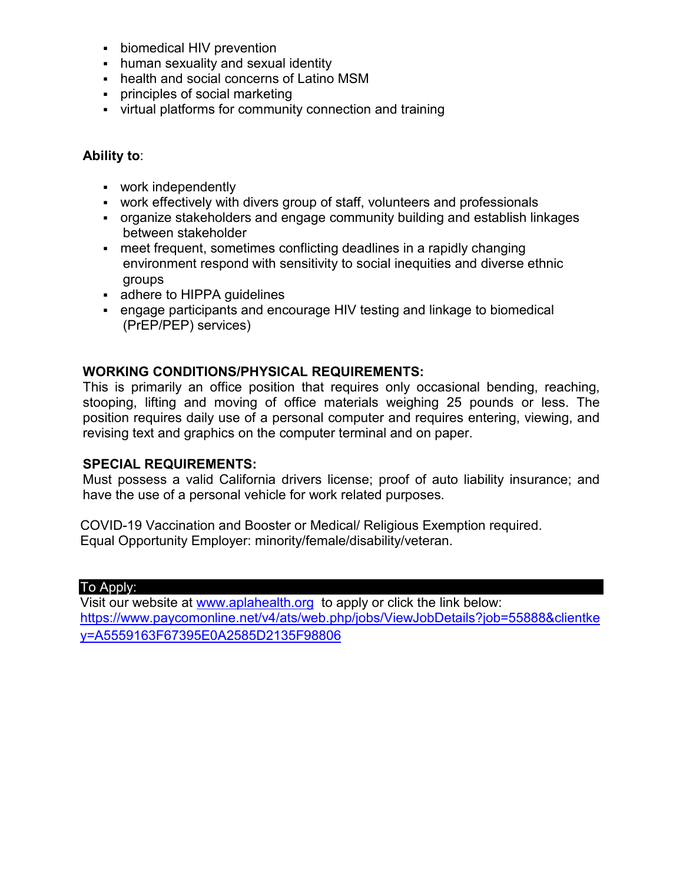- biomedical HIV prevention
- human sexuality and sexual identity
- health and social concerns of Latino MSM
- principles of social marketing
- virtual platforms for community connection and training

**Ability to**:

- work independently
- work effectively with divers group of staff, volunteers and professionals
- organize stakeholders and engage community building and establish linkages between stakeholder
- meet frequent, sometimes conflicting deadlines in a rapidly changing environment respond with sensitivity to social inequities and diverse ethnic groups
- adhere to HIPPA guidelines
- engage participants and encourage HIV testing and linkage to biomedical (PrEP/PEP) services)

**WORKING CONDITIONS/PHYSICAL REQUIREMENTS:**
This is primarily an office position that requires only occasional bending, reaching, stooping, lifting and moving of office materials weighing 25 pounds or less. The position requires daily use of a personal computer and requires entering, viewing, and revising text and graphics on the computer terminal and on paper.

**SPECIAL REQUIREMENTS:**
Must possess a valid California drivers license; proof of auto liability insurance; and have the use of a personal vehicle for work related purposes.

COVID-19 Vaccination and Booster or Medical/ Religious Exemption required.
Equal Opportunity Employer: minority/female/disability/veteran.

To Apply:
Visit our website at www.aplahealth.org to apply or click the link below:
https://www.paycomonline.net/v4/ats/web.php/jobs/ViewJobDetails?job=55888&clientkey=A5559163F67395E0A2585D2135F98806